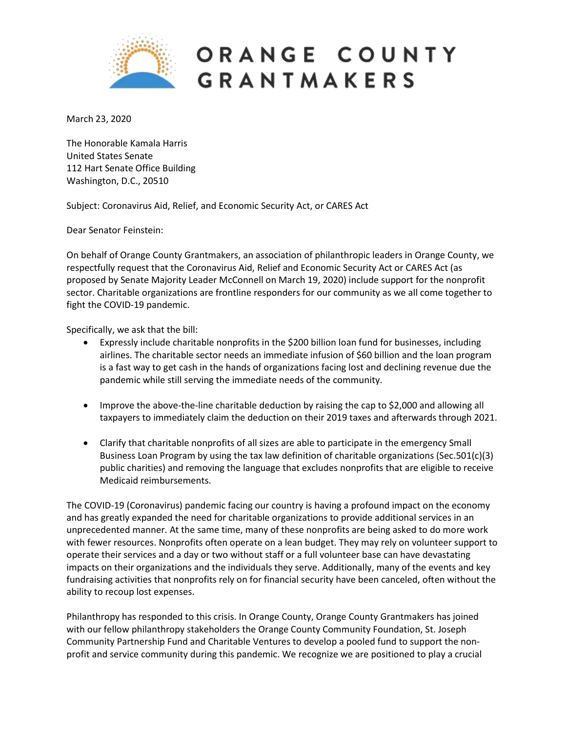# ORANGE COUNTY GRANTMAKERS

March 23, 2020

The Honorable Kamala Harris
United States Senate
112 Hart Senate Office Building
Washington, D.C., 20510

Subject: Coronavirus Aid, Relief, and Economic Security Act, or CARES Act

Dear Senator Feinstein:

On behalf of Orange County Grantmakers, an association of philanthropic leaders in Orange County, we respectfully request that the Coronavirus Aid, Relief and Economic Security Act or CARES Act (as proposed by Senate Majority Leader McConnell on March 19, 2020) include support for the nonprofit sector. Charitable organizations are frontline responders for our community as we all come together to fight the COVID-19 pandemic.

Specifically, we ask that the bill:

- Expressly include charitable nonprofits in the $200 billion loan fund for businesses, including airlines. The charitable sector needs an immediate infusion of $60 billion and the loan program is a fast way to get cash in the hands of organizations facing lost and declining revenue due the pandemic while still serving the immediate needs of the community.

- Improve the above-the-line charitable deduction by raising the cap to $2,000 and allowing all taxpayers to immediately claim the deduction on their 2019 taxes and afterwards through 2021.

- Clarify that charitable nonprofits of all sizes are able to participate in the emergency Small Business Loan Program by using the tax law definition of charitable organizations (Sec.501(c)(3) public charities) and removing the language that excludes nonprofits that are eligible to receive Medicaid reimbursements.

The COVID-19 (Coronavirus) pandemic facing our country is having a profound impact on the economy and has greatly expanded the need for charitable organizations to provide additional services in an unprecedented manner. At the same time, many of these nonprofits are being asked to do more work with fewer resources. Nonprofits often operate on a lean budget. They may rely on volunteer support to operate their services and a day or two without staff or a full volunteer base can have devastating impacts on their organizations and the individuals they serve. Additionally, many of the events and key fundraising activities that nonprofits rely on for financial security have been canceled, often without the ability to recoup lost expenses.

Philanthropy has responded to this crisis. In Orange County, Orange County Grantmakers has joined with our fellow philanthropy stakeholders the Orange County Community Foundation, St. Joseph Community Partnership Fund and Charitable Ventures to develop a pooled fund to support the non-profit and service community during this pandemic. We recognize we are positioned to play a crucial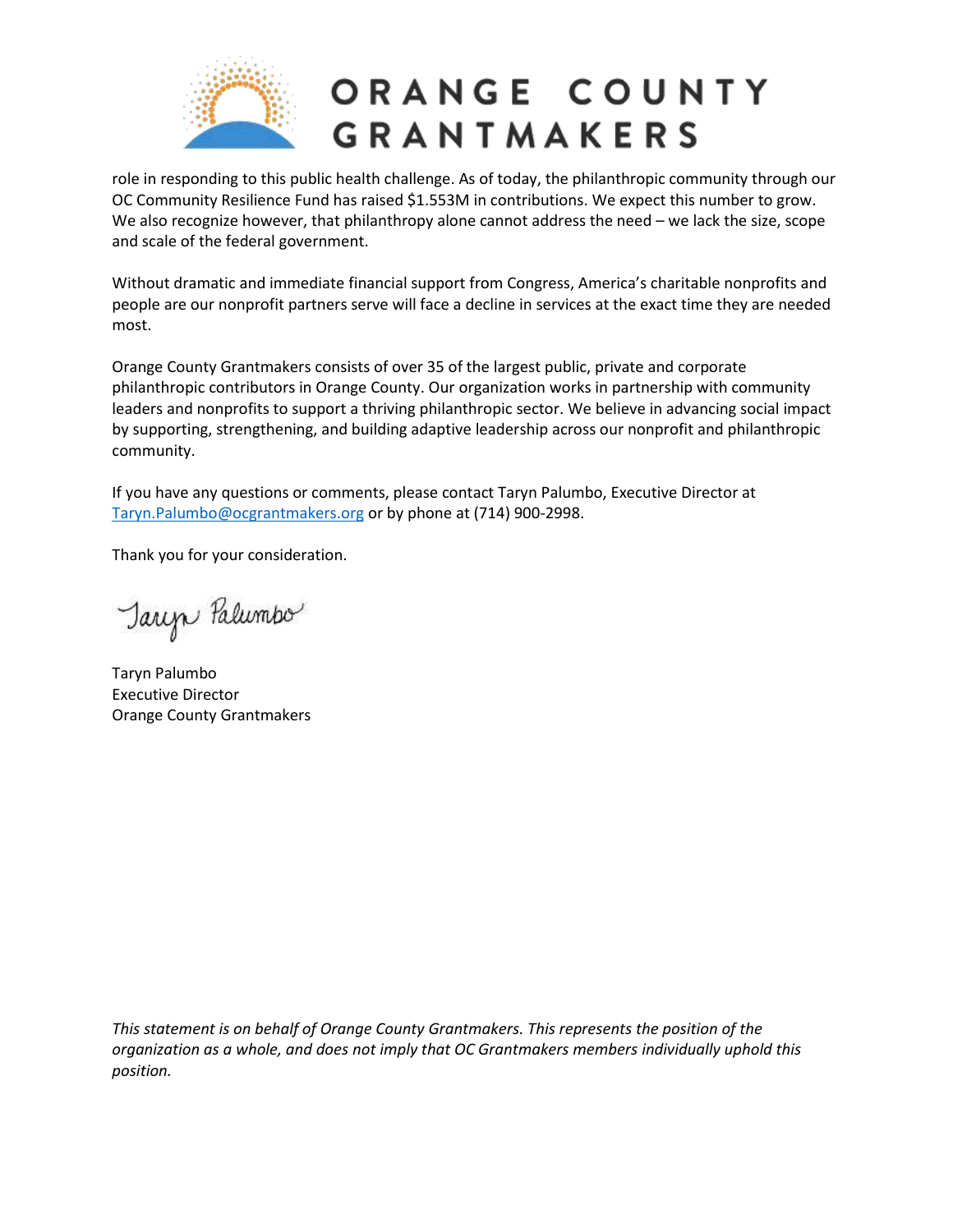role in responding to this public health challenge. As of today, the philanthropic community through our OC Community Resilience Fund has raised $1.553M in contributions. We expect this number to grow. We also recognize however, that philanthropy alone cannot address the need – we lack the size, scope and scale of the federal government.

Without dramatic and immediate financial support from Congress, America's charitable nonprofits and people are our nonprofit partners serve will face a decline in services at the exact time they are needed most.

Orange County Grantmakers consists of over 35 of the largest public, private and corporate philanthropic contributors in Orange County. Our organization works in partnership with community leaders and nonprofits to support a thriving philanthropic sector. We believe in advancing social impact by supporting, strengthening, and building adaptive leadership across our nonprofit and philanthropic community.

If you have any questions or comments, please contact Taryn Palumbo, Executive Director at Taryn.Palumbo@ocgrantmakers.org or by phone at (714) 900-2998.

Thank you for your consideration.

Taryn Palumbo

Taryn Palumbo
Executive Director
Orange County Grantmakers

*This statement is on behalf of Orange County Grantmakers. This represents the position of the organization as a whole, and does not imply that OC Grantmakers members individually uphold this position.*